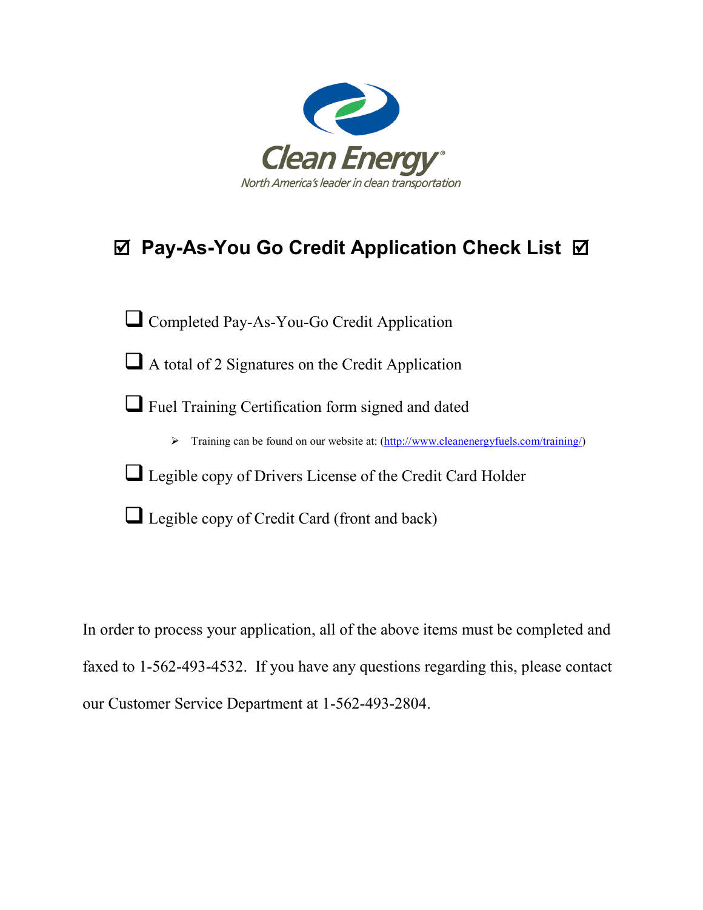Clean Energy®

North America's leader in clean transportation

# ☑ Pay-As-You Go Credit Application Check List ☑

- ❑ Completed Pay-As-You-Go Credit Application
- ❑ A total of 2 Signatures on the Credit Application
- ❑ Fuel Training Certification form signed and dated
  - ➢ Training can be found on our website at: (http://www.cleanenergyfuels.com/training/)
- ❑ Legible copy of Drivers License of the Credit Card Holder
- ❑ Legible copy of Credit Card (front and back)

In order to process your application, all of the above items must be completed and faxed to 1-562-493-4532. If you have any questions regarding this, please contact our Customer Service Department at 1-562-493-2804.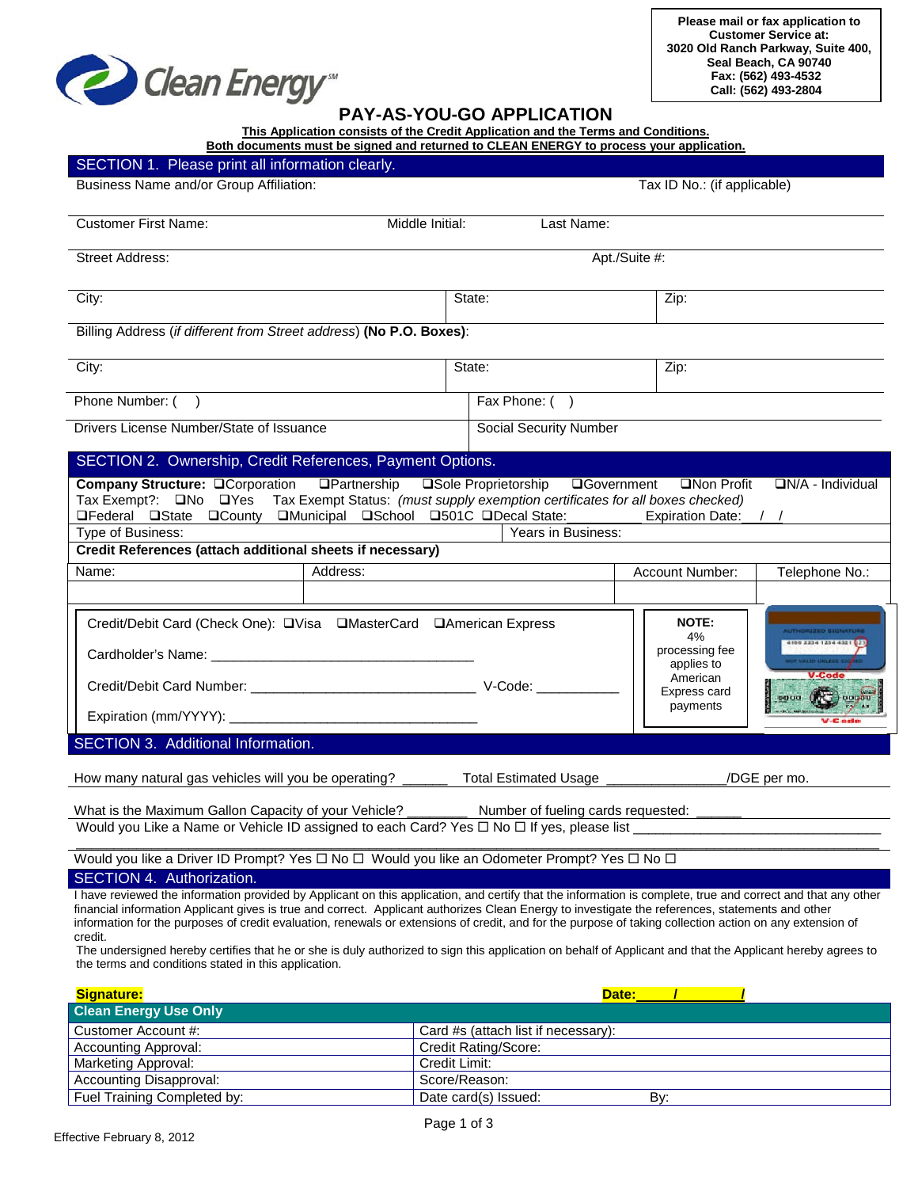Please mail or fax application to
Customer Service at:
3020 Old Ranch Parkway, Suite 400,
Seal Beach, CA 90740
Fax: (562) 493-4532
Call: (562) 493-2804

Clean Energy[SM]

# PAY-AS-YOU-GO APPLICATION

**This Application consists of the Credit Application and the Terms and Conditions.**
**Both documents must be signed and returned to CLEAN ENERGY to process your application.**

## SECTION 1. Please print all information clearly.

| Business Name and/or Group Affiliation: | | | Tax ID No.: (if applicable) |
|---|---|---|---|
| Customer First Name: | Middle Initial: | Last Name: | |
| Street Address: | | Apt./Suite #: | |
| City: | State: | Zip: | |

Billing Address (*if different from Street address*) **(No P.O. Boxes)**:

| City: | State: | Zip: |
|---|---|---|
| Phone Number: ( ) | Fax Phone: ( ) | |
| Drivers License Number/State of Issuance | Social Security Number | |

## SECTION 2. Ownership, Credit References, Payment Options.

**Company Structure:** ❑Corporation ❑Partnership ❑Sole Proprietorship ❑Government ❑Non Profit ❑N/A - Individual

Tax Exempt?: ❑No ❑Yes Tax Exempt Status: *(must supply exemption certificates for all boxes checked)*

❑Federal ❑State ❑County ❑Municipal ❑School ❑501C ❑Decal State:__________ Expiration Date: / /

Type of Business: Years in Business:

**Credit References (attach additional sheets if necessary)**

| Name: | Address: | Account Number: | Telephone No.: |
|---|---|---|---|
| | | | |

Credit/Debit Card (Check One): ❑Visa ❑MasterCard ❑American Express

Cardholder's Name: ___________________________________

Credit/Debit Card Number: ______________________________ V-Code: ___________

Expiration (mm/YYYY): _________________________________

**NOTE:** 4% processing fee applies to American Express card payments

## SECTION 3. Additional Information.

How many natural gas vehicles will you be operating? ______ Total Estimated Usage _______________/DGE per mo.

What is the Maximum Gallon Capacity of your Vehicle? ________ Number of fueling cards requested: ______

Would you Like a Name or Vehicle ID assigned to each Card? Yes ☐ No ☐ If yes, please list ________________________________

Would you like a Driver ID Prompt? Yes ☐ No ☐ Would you like an Odometer Prompt? Yes ☐ No ☐

## SECTION 4. Authorization.

I have reviewed the information provided by Applicant on this application, and certify that the information is complete, true and correct and that any other financial information Applicant gives is true and correct. Applicant authorizes Clean Energy to investigate the references, statements and other information for the purposes of credit evaluation, renewals or extensions of credit, and for the purpose of taking collection action on any extension of credit.

The undersigned hereby certifies that he or she is duly authorized to sign this application on behalf of Applicant and that the Applicant hereby agrees to the terms and conditions stated in this application.

**Signature:** **Date:_____/_______/**

| Clean Energy Use Only | | |
|---|---|---|
| Customer Account #: | Card #s (attach list if necessary): | |
| Accounting Approval: | Credit Rating/Score: | |
| Marketing Approval: | Credit Limit: | |
| Accounting Disapproval: | Score/Reason: | |
| Fuel Training Completed by: | Date card(s) Issued: | By: |

Effective February 8, 2012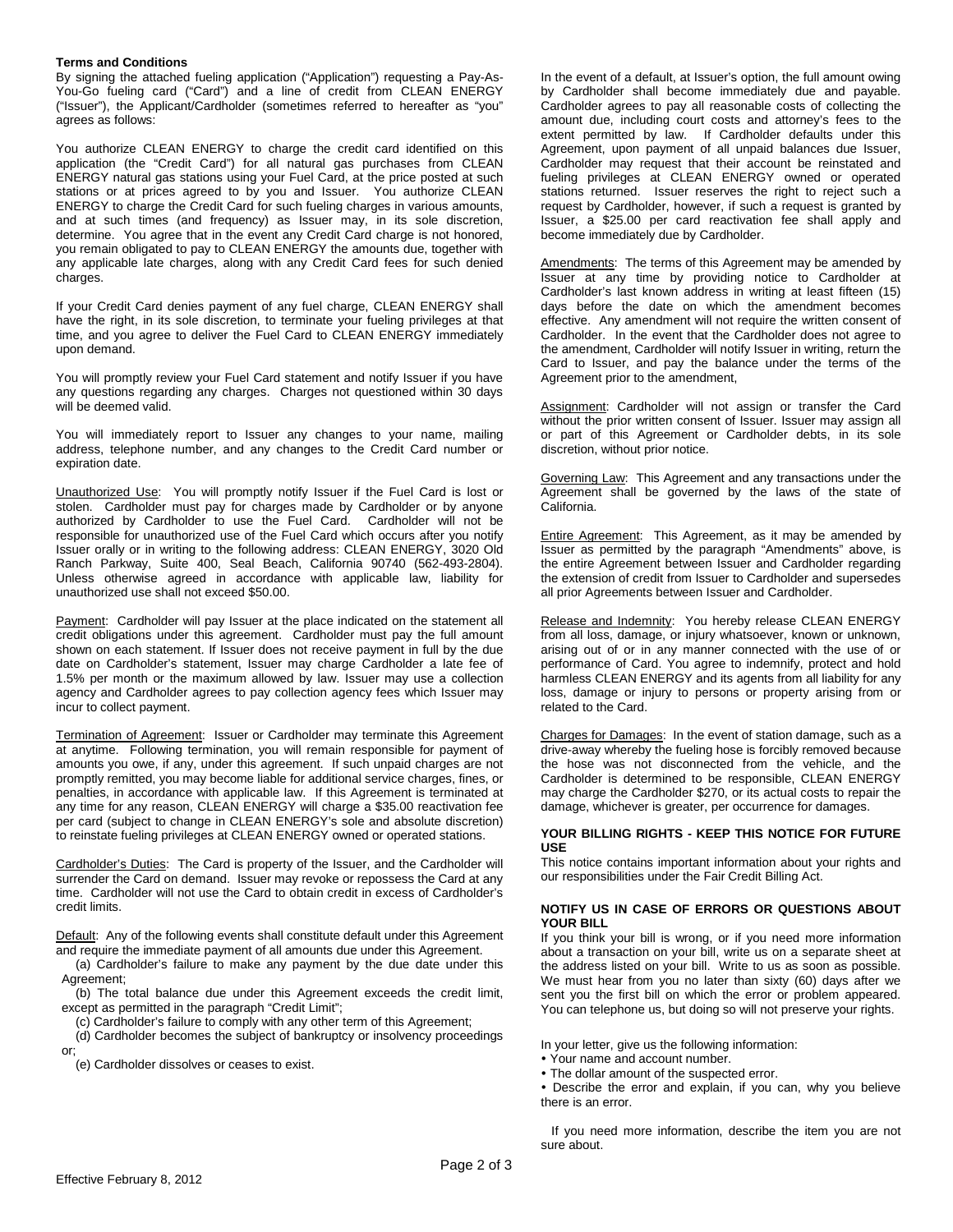**Terms and Conditions**

By signing the attached fueling application ("Application") requesting a Pay-As-You-Go fueling card ("Card") and a line of credit from CLEAN ENERGY ("Issuer"), the Applicant/Cardholder (sometimes referred to hereafter as "you" agrees as follows:

You authorize CLEAN ENERGY to charge the credit card identified on this application (the "Credit Card") for all natural gas purchases from CLEAN ENERGY natural gas stations using your Fuel Card, at the price posted at such stations or at prices agreed to by you and Issuer. You authorize CLEAN ENERGY to charge the Credit Card for such fueling charges in various amounts, and at such times (and frequency) as Issuer may, in its sole discretion, determine. You agree that in the event any Credit Card charge is not honored, you remain obligated to pay to CLEAN ENERGY the amounts due, together with any applicable late charges, along with any Credit Card fees for such denied charges.

If your Credit Card denies payment of any fuel charge, CLEAN ENERGY shall have the right, in its sole discretion, to terminate your fueling privileges at that time, and you agree to deliver the Fuel Card to CLEAN ENERGY immediately upon demand.

You will promptly review your Fuel Card statement and notify Issuer if you have any questions regarding any charges. Charges not questioned within 30 days will be deemed valid.

You will immediately report to Issuer any changes to your name, mailing address, telephone number, and any changes to the Credit Card number or expiration date.

Unauthorized Use: You will promptly notify Issuer if the Fuel Card is lost or stolen. Cardholder must pay for charges made by Cardholder or by anyone authorized by Cardholder to use the Fuel Card. Cardholder will not be responsible for unauthorized use of the Fuel Card which occurs after you notify Issuer orally or in writing to the following address: CLEAN ENERGY, 3020 Old Ranch Parkway, Suite 400, Seal Beach, California 90740 (562-493-2804). Unless otherwise agreed in accordance with applicable law, liability for unauthorized use shall not exceed $50.00.

Payment: Cardholder will pay Issuer at the place indicated on the statement all credit obligations under this agreement. Cardholder must pay the full amount shown on each statement. If Issuer does not receive payment in full by the due date on Cardholder's statement, Issuer may charge Cardholder a late fee of 1.5% per month or the maximum allowed by law. Issuer may use a collection agency and Cardholder agrees to pay collection agency fees which Issuer may incur to collect payment.

Termination of Agreement: Issuer or Cardholder may terminate this Agreement at anytime. Following termination, you will remain responsible for payment of amounts you owe, if any, under this agreement. If such unpaid charges are not promptly remitted, you may become liable for additional service charges, fines, or penalties, in accordance with applicable law. If this Agreement is terminated at any time for any reason, CLEAN ENERGY will charge a $35.00 reactivation fee per card (subject to change in CLEAN ENERGY's sole and absolute discretion) to reinstate fueling privileges at CLEAN ENERGY owned or operated stations.

Cardholder's Duties: The Card is property of the Issuer, and the Cardholder will surrender the Card on demand. Issuer may revoke or repossess the Card at any time. Cardholder will not use the Card to obtain credit in excess of Cardholder's credit limits.

Default: Any of the following events shall constitute default under this Agreement and require the immediate payment of all amounts due under this Agreement.

(a) Cardholder's failure to make any payment by the due date under this Agreement;

(b) The total balance due under this Agreement exceeds the credit limit, except as permitted in the paragraph "Credit Limit";

(c) Cardholder's failure to comply with any other term of this Agreement;

(d) Cardholder becomes the subject of bankruptcy or insolvency proceedings or;

(e) Cardholder dissolves or ceases to exist.

In the event of a default, at Issuer's option, the full amount owing by Cardholder shall become immediately due and payable. Cardholder agrees to pay all reasonable costs of collecting the amount due, including court costs and attorney's fees to the extent permitted by law. If Cardholder defaults under this Agreement, upon payment of all unpaid balances due Issuer, Cardholder may request that their account be reinstated and fueling privileges at CLEAN ENERGY owned or operated stations returned. Issuer reserves the right to reject such a request by Cardholder, however, if such a request is granted by Issuer, a $25.00 per card reactivation fee shall apply and become immediately due by Cardholder.

Amendments: The terms of this Agreement may be amended by Issuer at any time by providing notice to Cardholder at Cardholder's last known address in writing at least fifteen (15) days before the date on which the amendment becomes effective. Any amendment will not require the written consent of Cardholder. In the event that the Cardholder does not agree to the amendment, Cardholder will notify Issuer in writing, return the Card to Issuer, and pay the balance under the terms of the Agreement prior to the amendment,

Assignment: Cardholder will not assign or transfer the Card without the prior written consent of Issuer. Issuer may assign all or part of this Agreement or Cardholder debts, in its sole discretion, without prior notice.

Governing Law: This Agreement and any transactions under the Agreement shall be governed by the laws of the state of California.

Entire Agreement: This Agreement, as it may be amended by Issuer as permitted by the paragraph "Amendments" above, is the entire Agreement between Issuer and Cardholder regarding the extension of credit from Issuer to Cardholder and supersedes all prior Agreements between Issuer and Cardholder.

Release and Indemnity: You hereby release CLEAN ENERGY from all loss, damage, or injury whatsoever, known or unknown, arising out of or in any manner connected with the use of or performance of Card. You agree to indemnify, protect and hold harmless CLEAN ENERGY and its agents from all liability for any loss, damage or injury to persons or property arising from or related to the Card.

Charges for Damages: In the event of station damage, such as a drive-away whereby the fueling hose is forcibly removed because the hose was not disconnected from the vehicle, and the Cardholder is determined to be responsible, CLEAN ENERGY may charge the Cardholder $270, or its actual costs to repair the damage, whichever is greater, per occurrence for damages.

**YOUR BILLING RIGHTS - KEEP THIS NOTICE FOR FUTURE USE**

This notice contains important information about your rights and our responsibilities under the Fair Credit Billing Act.

**NOTIFY US IN CASE OF ERRORS OR QUESTIONS ABOUT YOUR BILL**

If you think your bill is wrong, or if you need more information about a transaction on your bill, write us on a separate sheet at the address listed on your bill. Write to us as soon as possible. We must hear from you no later than sixty (60) days after we sent you the first bill on which the error or problem appeared. You can telephone us, but doing so will not preserve your rights.

In your letter, give us the following information:

- Your name and account number.
- The dollar amount of the suspected error.
- Describe the error and explain, if you can, why you believe there is an error.

If you need more information, describe the item you are not sure about.

Effective February 8, 2012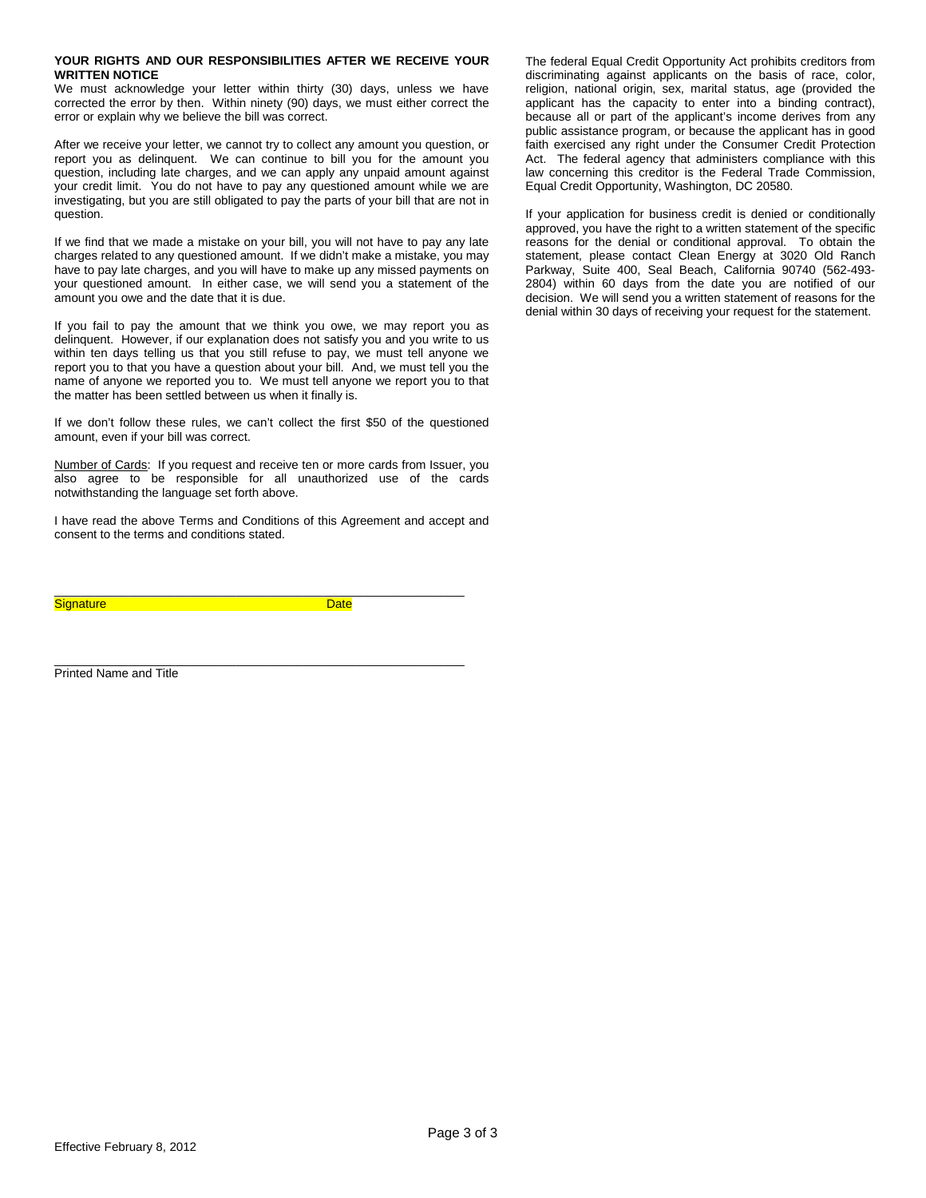**YOUR RIGHTS AND OUR RESPONSIBILITIES AFTER WE RECEIVE YOUR WRITTEN NOTICE**

We must acknowledge your letter within thirty (30) days, unless we have corrected the error by then. Within ninety (90) days, we must either correct the error or explain why we believe the bill was correct.

After we receive your letter, we cannot try to collect any amount you question, or report you as delinquent. We can continue to bill you for the amount you question, including late charges, and we can apply any unpaid amount against your credit limit. You do not have to pay any questioned amount while we are investigating, but you are still obligated to pay the parts of your bill that are not in question.

If we find that we made a mistake on your bill, you will not have to pay any late charges related to any questioned amount. If we didn't make a mistake, you may have to pay late charges, and you will have to make up any missed payments on your questioned amount. In either case, we will send you a statement of the amount you owe and the date that it is due.

If you fail to pay the amount that we think you owe, we may report you as delinquent. However, if our explanation does not satisfy you and you write to us within ten days telling us that you still refuse to pay, we must tell anyone we report you to that you have a question about your bill. And, we must tell you the name of anyone we reported you to. We must tell anyone we report you to that the matter has been settled between us when it finally is.

If we don't follow these rules, we can't collect the first $50 of the questioned amount, even if your bill was correct.

Number of Cards: If you request and receive ten or more cards from Issuer, you also agree to be responsible for all unauthorized use of the cards notwithstanding the language set forth above.

I have read the above Terms and Conditions of this Agreement and accept and consent to the terms and conditions stated.

\_\_\_\_\_\_\_\_\_\_\_\_\_\_\_\_\_\_\_\_\_\_\_\_\_\_\_\_\_\_\_\_\_\_\_\_\_\_\_\_\_\_\_\_\_\_\_\_\_\_\_\_\_\_\_\_\_\_

Signature Date

\_\_\_\_\_\_\_\_\_\_\_\_\_\_\_\_\_\_\_\_\_\_\_\_\_\_\_\_\_\_\_\_\_\_\_\_\_\_\_\_\_\_\_\_\_\_\_\_\_\_\_\_\_\_\_\_\_\_

Printed Name and Title

The federal Equal Credit Opportunity Act prohibits creditors from discriminating against applicants on the basis of race, color, religion, national origin, sex, marital status, age (provided the applicant has the capacity to enter into a binding contract), because all or part of the applicant's income derives from any public assistance program, or because the applicant has in good faith exercised any right under the Consumer Credit Protection Act. The federal agency that administers compliance with this law concerning this creditor is the Federal Trade Commission, Equal Credit Opportunity, Washington, DC 20580.

If your application for business credit is denied or conditionally approved, you have the right to a written statement of the specific reasons for the denial or conditional approval. To obtain the statement, please contact Clean Energy at 3020 Old Ranch Parkway, Suite 400, Seal Beach, California 90740 (562-493-2804) within 60 days from the date you are notified of our decision. We will send you a written statement of reasons for the denial within 30 days of receiving your request for the statement.

Effective February 8, 2012